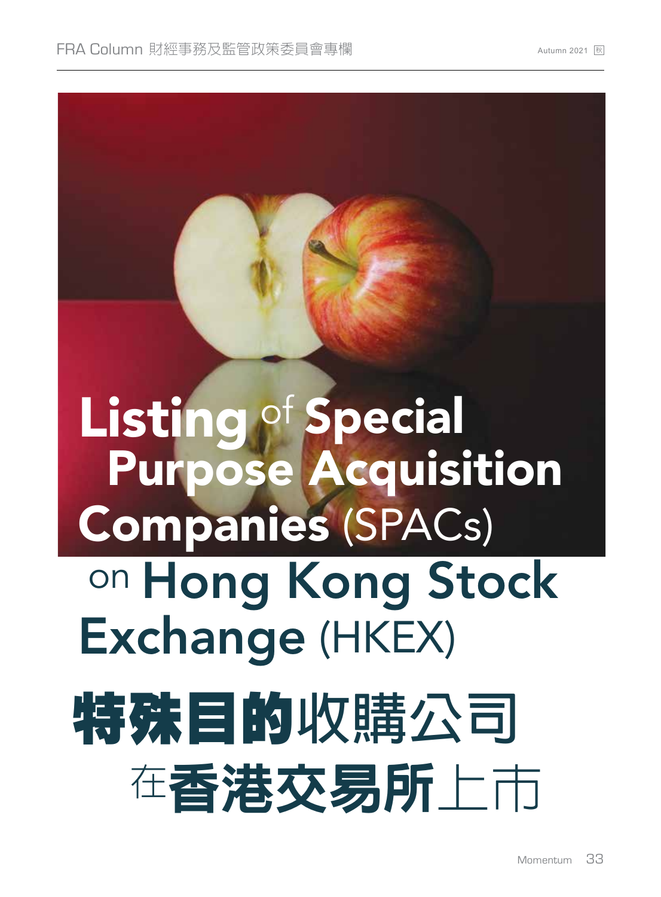# Listing of Special Purpose Acquisition Companies (SPACs) on Hong Kong Stock Exchange (HKEX)

# 特殊目的收購公司在香港交易所上市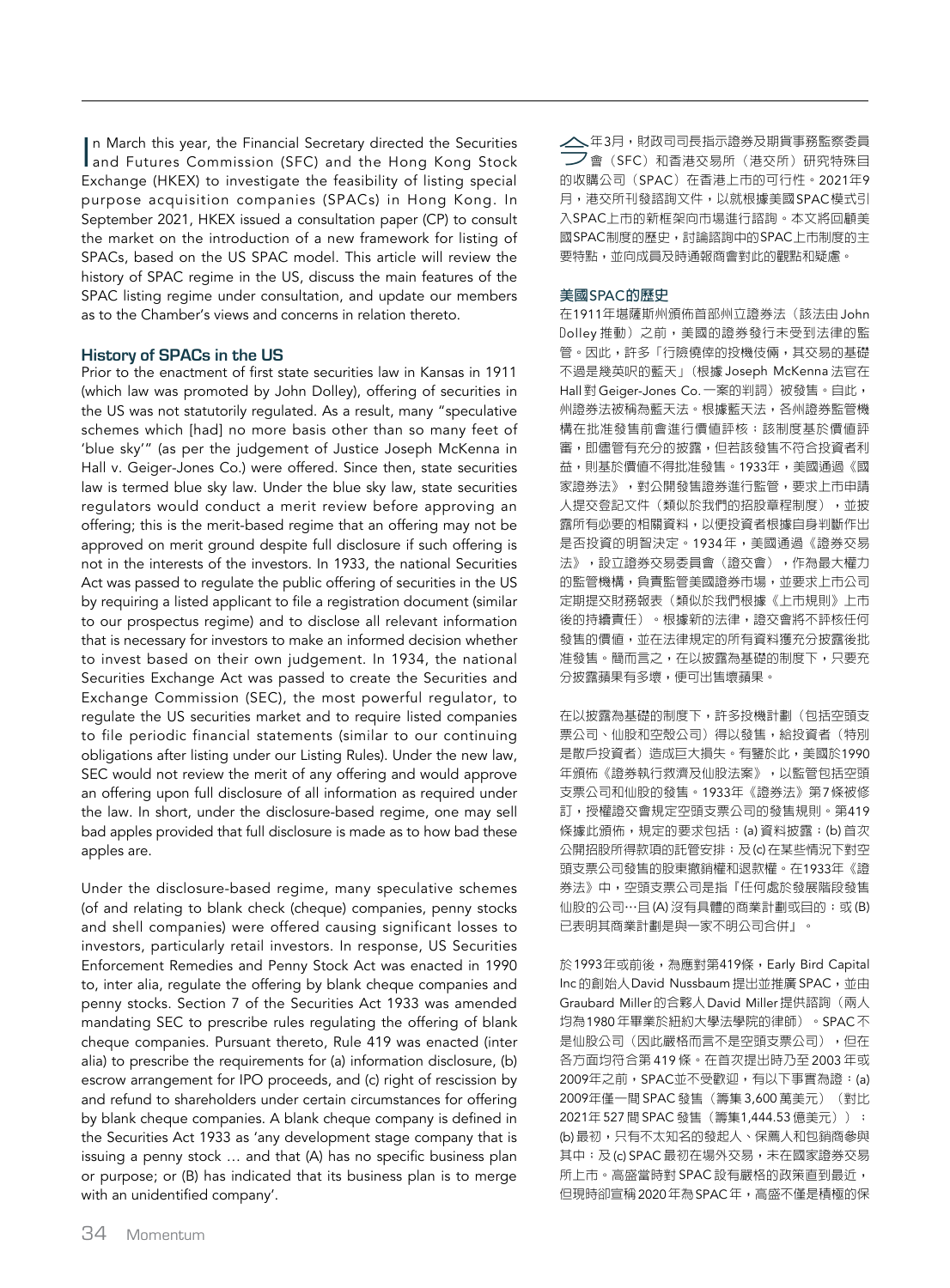In March this year, the Financial Secretary directed the Securities and Futures Commission (SFC) and the Hong Kong Stock Exchange (HKEX) to investigate the feasibility of listing special purpose acquisition companies (SPACs) in Hong Kong. In September 2021, HKEX issued a consultation paper (CP) to consult the market on the introduction of a new framework for listing of SPACs, based on the US SPAC model. This article will review the history of SPAC regime in the US, discuss the main features of the SPAC listing regime under consultation, and update our members as to the Chamber's views and concerns in relation thereto.

### History of SPACs in the US

Prior to the enactment of first state securities law in Kansas in 1911 (which law was promoted by John Dolley), offering of securities in the US was not statutorily regulated. As a result, many "speculative schemes which [had] no more basis other than so many feet of 'blue sky'" (as per the judgement of Justice Joseph McKenna in Hall v. Geiger-Jones Co.) were offered. Since then, state securities law is termed blue sky law. Under the blue sky law, state securities regulators would conduct a merit review before approving an offering; this is the merit-based regime that an offering may not be approved on merit ground despite full disclosure if such offering is not in the interests of the investors. In 1933, the national Securities Act was passed to regulate the public offering of securities in the US by requiring a listed applicant to file a registration document (similar to our prospectus regime) and to disclose all relevant information that is necessary for investors to make an informed decision whether to invest based on their own judgement. In 1934, the national Securities Exchange Act was passed to create the Securities and Exchange Commission (SEC), the most powerful regulator, to regulate the US securities market and to require listed companies to file periodic financial statements (similar to our continuing obligations after listing under our Listing Rules). Under the new law, SEC would not review the merit of any offering and would approve an offering upon full disclosure of all information as required under the law. In short, under the disclosure-based regime, one may sell bad apples provided that full disclosure is made as to how bad these apples are.

Under the disclosure-based regime, many speculative schemes (of and relating to blank check (cheque) companies, penny stocks and shell companies) were offered causing significant losses to investors, particularly retail investors. In response, US Securities Enforcement Remedies and Penny Stock Act was enacted in 1990 to, inter alia, regulate the offering by blank cheque companies and penny stocks. Section 7 of the Securities Act 1933 was amended mandating SEC to prescribe rules regulating the offering of blank cheque companies. Pursuant thereto, Rule 419 was enacted (inter alia) to prescribe the requirements for (a) information disclosure, (b) escrow arrangement for IPO proceeds, and (c) right of rescission by and refund to shareholders under certain circumstances for offering by blank cheque companies. A blank cheque company is defined in the Securities Act 1933 as 'any development stage company that is issuing a penny stock … and that (A) has no specific business plan or purpose; or (B) has indicated that its business plan is to merge with an unidentified company'.

今年3月，財政司司長指示證券及期貨事務監察委員會（SFC）和香港交易所（港交所）研究特殊目的收購公司（SPAC）在香港上市的可行性。2021年9月，港交所刊發諮詢文件，以就根據美國SPAC模式引入SPAC上市的新框架向市場進行諮詢。本文將回顧美國SPAC制度的歷史，討論諮詢中的SPAC上市制度的主要特點，並向成員及時通報商會對此的觀點和疑慮。

### 美國SPAC的歷史

在1911年堪薩斯州頒佈首部州立證券法（該法由John Dolley推動）之前，美國的證券發行未受到法律的監管。因此，許多「行險僥倖的投機伎倆，其交易的基礎不過是幾英呎的藍天」（根據Joseph McKenna法官在Hall對Geiger-Jones Co.一案的判詞）被發售。自此，州證券法被稱為藍天法。根據藍天法，各州證券監管機構在批准發售前會進行價值評核；該制度基於價值評審，即儘管有充分的披露，但若該發售不符合投資者利益，則基於價值不得批准發售。1933年，美國通過《國家證券法》，對公開發售證券進行監管，要求上市申請人提交登記文件（類似於我們的招股章程制度），並披露所有必要的相關資料，以便投資者根據自身判斷作出是否投資的明智決定。1934年，美國通過《證券交易法》，設立證券交易委員會（證交會），作為最大權力的監管機構，負責監管美國證券市場，並要求上市公司定期提交財務報表（類似於我們根據《上市規則》上市後的持續責任）。根據新的法律，證交會將不評核任何發售的價值，並在法律規定的所有資料獲充分披露後批准發售。簡而言之，在以披露為基礎的制度下，只要充分披露蘋果有多壞，便可出售壞蘋果。

在以披露為基礎的制度下，許多投機計劃（包括空頭支票公司、仙股和空殼公司）得以發售，給投資者（特別是散戶投資者）造成巨大損失。有鑒於此，美國於1990年頒佈《證券執行救濟及仙股法案》，以監管包括空頭支票公司和仙股的發售。1933年《證券法》第7條被修訂，授權證交會規定空頭支票公司的發售規則。第419條據此頒佈，規定的要求包括：(a) 資料披露；(b) 首次公開招股所得款項的託管安排；及 (c) 在某些情況下對空頭支票公司發售的股東撤銷權和退款權。在1933年《證券法》中，空頭支票公司是指『任何處於發展階段發售仙股的公司…且 (A) 沒有具體的商業計劃或目的；或 (B) 已表明其商業計劃是與一家不明公司合併』。

於1993年或前後，為應對第419條，Early Bird Capital Inc的創始人David Nussbaum提出並推廣SPAC，並由Graubard Miller的合夥人David Miller提供諮詢（兩人均為1980年畢業於紐約大學法學院的律師）。SPAC不是仙股公司（因此嚴格而言不是空頭支票公司），但在各方面均符合第419條。在首次提出時乃至2003年或2009年之前，SPAC並不受歡迎，有以下事實為證：(a) 2009年僅一間SPAC發售（籌集3,600萬美元）（對比2021年527間SPAC發售（籌集1,444.53億美元））；(b) 最初，只有不太知名的發起人、保薦人和包銷商參與其中；及 (c) SPAC最初在場外交易，未在國家證券交易所上市。高盛當時對SPAC設有嚴格的政策直到最近，但現時卻宣稱2020年為SPAC年，高盛不僅是積極的保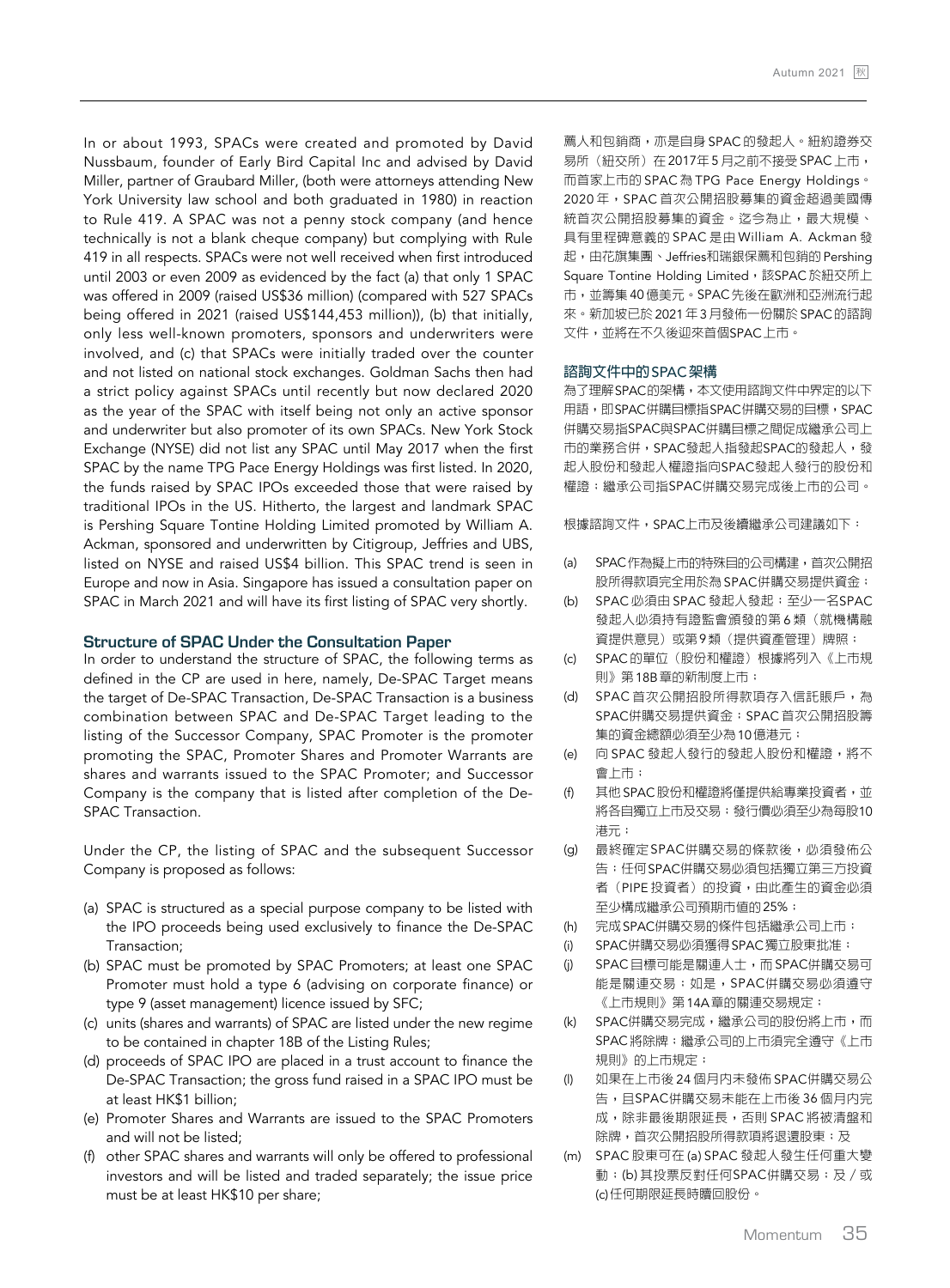In or about 1993, SPACs were created and promoted by David Nussbaum, founder of Early Bird Capital Inc and advised by David Miller, partner of Graubard Miller, (both were attorneys attending New York University law school and both graduated in 1980) in reaction to Rule 419. A SPAC was not a penny stock company (and hence technically is not a blank cheque company) but complying with Rule 419 in all respects. SPACs were not well received when first introduced until 2003 or even 2009 as evidenced by the fact (a) that only 1 SPAC was offered in 2009 (raised US$36 million) (compared with 527 SPACs being offered in 2021 (raised US$144,453 million)), (b) that initially, only less well-known promoters, sponsors and underwriters were involved, and (c) that SPACs were initially traded over the counter and not listed on national stock exchanges. Goldman Sachs then had a strict policy against SPACs until recently but now declared 2020 as the year of the SPAC with itself being not only an active sponsor and underwriter but also promoter of its own SPACs. New York Stock Exchange (NYSE) did not list any SPAC until May 2017 when the first SPAC by the name TPG Pace Energy Holdings was first listed. In 2020, the funds raised by SPAC IPOs exceeded those that were raised by traditional IPOs in the US. Hitherto, the largest and landmark SPAC is Pershing Square Tontine Holding Limited promoted by William A. Ackman, sponsored and underwritten by Citigroup, Jeffries and UBS, listed on NYSE and raised US$4 billion. This SPAC trend is seen in Europe and now in Asia. Singapore has issued a consultation paper on SPAC in March 2021 and will have its first listing of SPAC very shortly.

### Structure of SPAC Under the Consultation Paper

In order to understand the structure of SPAC, the following terms as defined in the CP are used in here, namely, De-SPAC Target means the target of De-SPAC Transaction, De-SPAC Transaction is a business combination between SPAC and De-SPAC Target leading to the listing of the Successor Company, SPAC Promoter is the promoter promoting the SPAC, Promoter Shares and Promoter Warrants are shares and warrants issued to the SPAC Promoter; and Successor Company is the company that is listed after completion of the De-SPAC Transaction.

Under the CP, the listing of SPAC and the subsequent Successor Company is proposed as follows:

(a) SPAC is structured as a special purpose company to be listed with the IPO proceeds being used exclusively to finance the De-SPAC Transaction;
(b) SPAC must be promoted by SPAC Promoters; at least one SPAC Promoter must hold a type 6 (advising on corporate finance) or type 9 (asset management) licence issued by SFC;
(c) units (shares and warrants) of SPAC are listed under the new regime to be contained in chapter 18B of the Listing Rules;
(d) proceeds of SPAC IPO are placed in a trust account to finance the De-SPAC Transaction; the gross fund raised in a SPAC IPO must be at least HK$1 billion;
(e) Promoter Shares and Warrants are issued to the SPAC Promoters and will not be listed;
(f) other SPAC shares and warrants will only be offered to professional investors and will be listed and traded separately; the issue price must be at least HK$10 per share;

薦人和包銷商，亦是自身SPAC的發起人。紐約證券交易所（紐交所）在2017年5月之前不接受SPAC上市，而首家上市的SPAC為TPG Pace Energy Holdings。2020年，SPAC首次公開招股募集的資金超過美國傳統首次公開招股募集的資金。迄今為止，最大規模、具有里程碑意義的SPAC是由William A. Ackman發起，由花旗集團、Jeffries和瑞銀保薦和包銷的Pershing Square Tontine Holding Limited，該SPAC於紐交所上市，並籌集40億美元。SPAC先後在歐洲和亞洲流行起來。新加坡已於2021年3月發佈一份關於SPAC的諮詢文件，並將在不久後迎來首個SPAC上市。

### 諮詢文件中的SPAC架構

為了理解SPAC的架構，本文使用諮詢文件中界定的以下用語，即SPAC併購目標指SPAC併購交易的目標，SPAC併購交易指SPAC與SPAC併購目標之間促成繼承公司上市的業務合併，SPAC發起人指發起SPAC的發起人，發起人股份和發起人權證指向SPAC發起人發行的股份和權證；繼承公司指SPAC併購交易完成後上市的公司。

根據諮詢文件，SPAC上市及後續繼承公司建議如下：

(a) SPAC作為擬上市的特殊目的公司構建，首次公開招股所得款項完全用於為SPAC併購交易提供資金；
(b) SPAC必須由SPAC發起人發起；至少一名SPAC發起人必須持有證監會頒發的第6類（就機構融資提供意見）或第9類（提供資產管理）牌照；
(c) SPAC的單位（股份和權證）根據將列入《上市規則》第18B章的新制度上市；
(d) SPAC首次公開招股所得款項存入信託賬戶，為SPAC併購交易提供資金；SPAC首次公開招股籌集的資金總額必須至少為10億港元；
(e) 向SPAC發起人發行的發起人股份和權證，將不會上市；
(f) 其他SPAC股份和權證將僅提供給專業投資者，並將各自獨立上市及交易；發行價必須至少為每股10港元；
(g) 最終確定SPAC併購交易的條款後，必須發佈公告；任何SPAC併購交易必須包括獨立第三方投資者（PIPE投資者）的投資，由此產生的資金必須至少構成繼承公司預期市值的25%；
(h) 完成SPAC併購交易的條件包括繼承公司上市；
(i) SPAC併購交易必須獲得SPAC獨立股東批准；
(j) SPAC目標可能是關連人士，而SPAC併購交易可能是關連交易；如是，SPAC併購交易必須遵守《上市規則》第14A章的關連交易規定；
(k) SPAC併購交易完成，繼承公司的股份將上市，而SPAC將除牌；繼承公司的上市須完全遵守《上市規則》的上市規定；
(l) 如果在上市後24個月內未發佈SPAC併購交易公告，且SPAC併購交易未能在上市後36個月內完成，除非最後期限延長，否則SPAC將被清盤和除牌，首次公開招股所得款項將退還股東；及
(m) SPAC股東可在(a) SPAC發起人發生任何重大變動；(b)其投票反對任何SPAC併購交易；及／或(c)任何期限延長時贖回股份。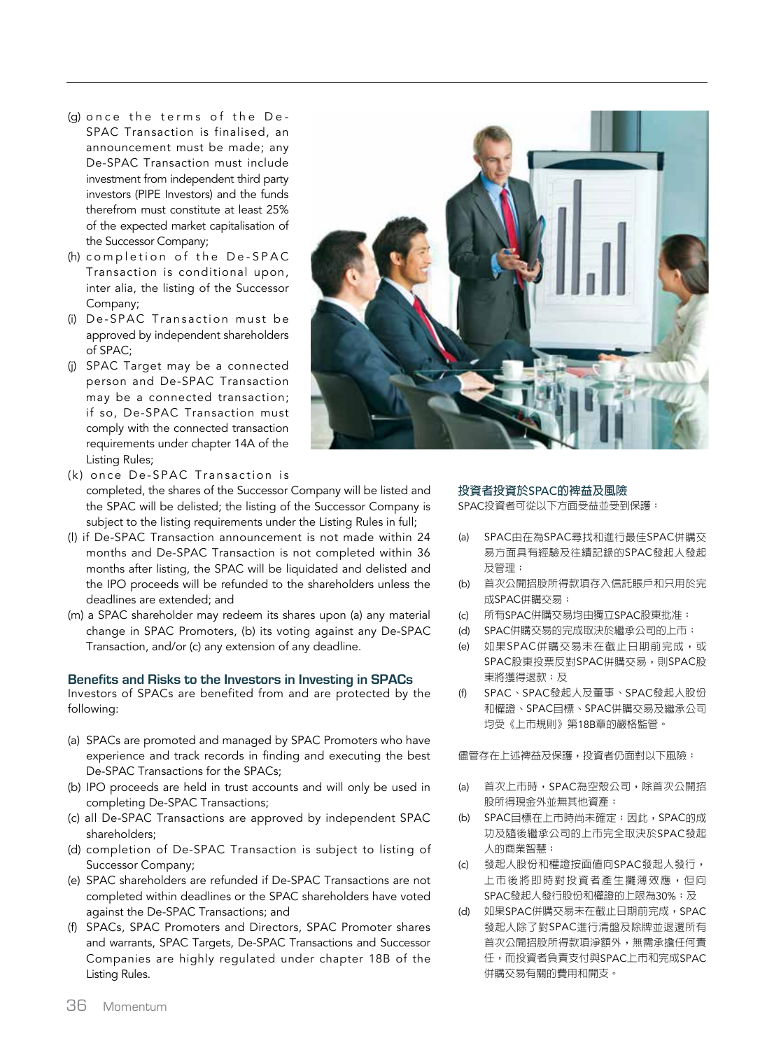(g) once the terms of the De-SPAC Transaction is finalised, an announcement must be made; any De-SPAC Transaction must include investment from independent third party investors (PIPE Investors) and the funds therefrom must constitute at least 25% of the expected market capitalisation of the Successor Company;

(h) completion of the De-SPAC Transaction is conditional upon, inter alia, the listing of the Successor Company;

(i) De-SPAC Transaction must be approved by independent shareholders of SPAC;

(j) SPAC Target may be a connected person and De-SPAC Transaction may be a connected transaction; if so, De-SPAC Transaction must comply with the connected transaction requirements under chapter 14A of the Listing Rules;

(k) once De-SPAC Transaction is completed, the shares of the Successor Company will be listed and the SPAC will be delisted; the listing of the Successor Company is subject to the listing requirements under the Listing Rules in full;

(l) if De-SPAC Transaction announcement is not made within 24 months and De-SPAC Transaction is not completed within 36 months after listing, the SPAC will be liquidated and delisted and the IPO proceeds will be refunded to the shareholders unless the deadlines are extended; and

(m) a SPAC shareholder may redeem its shares upon (a) any material change in SPAC Promoters, (b) its voting against any De-SPAC Transaction, and/or (c) any extension of any deadline.

### Benefits and Risks to the Investors in Investing in SPACs

Investors of SPACs are benefited from and are protected by the following:

(a) SPACs are promoted and managed by SPAC Promoters who have experience and track records in finding and executing the best De-SPAC Transactions for the SPACs;

(b) IPO proceeds are held in trust accounts and will only be used in completing De-SPAC Transactions;

(c) all De-SPAC Transactions are approved by independent SPAC shareholders;

(d) completion of De-SPAC Transaction is subject to listing of Successor Company;

(e) SPAC shareholders are refunded if De-SPAC Transactions are not completed within deadlines or the SPAC shareholders have voted against the De-SPAC Transactions; and

(f) SPACs, SPAC Promoters and Directors, SPAC Promoter shares and warrants, SPAC Targets, De-SPAC Transactions and Successor Companies are highly regulated under chapter 18B of the Listing Rules.

### 投資者投資於SPAC的裨益及風險

SPAC投資者可從以下方面受益並受到保護：

(a) SPAC由在為SPAC尋找和進行最佳SPAC併購交易方面具有經驗及往績記錄的SPAC發起人發起及管理；

(b) 首次公開招股所得款項存入信託賬戶和只用於完成SPAC併購交易；

(c) 所有SPAC併購交易均由獨立SPAC股東批准；

(d) SPAC併購交易的完成取決於繼承公司的上市；

(e) 如果SPAC併購交易未在截止日期前完成，或SPAC股東投票反對SPAC併購交易，則SPAC股東將獲得退款；及

(f) SPAC、SPAC發起人及董事、SPAC發起人股份和權證、SPAC目標、SPAC併購交易及繼承公司均受《上市規則》第18B章的嚴格監管。

儘管存在上述裨益及保護，投資者仍面對以下風險：

(a) 首次上市時，SPAC為空殼公司，除首次公開招股所得現金外並無其他資產；

(b) SPAC目標在上市時尚未確定；因此，SPAC的成功及隨後繼承公司的上市完全取決於SPAC發起人的商業智慧；

(c) 發起人股份和權證按面值向SPAC發起人發行，上市後將即時對投資者產生攤薄效應，但向SPAC發起人發行股份和權證的上限為30%；及

(d) 如果SPAC併購交易未在截止日期前完成，SPAC發起人除了對SPAC進行清盤及除牌並退還所有首次公開招股所得款項淨額外，無需承擔任何責任，而投資者負責支付與SPAC上市和完成SPAC併購交易有關的費用和開支。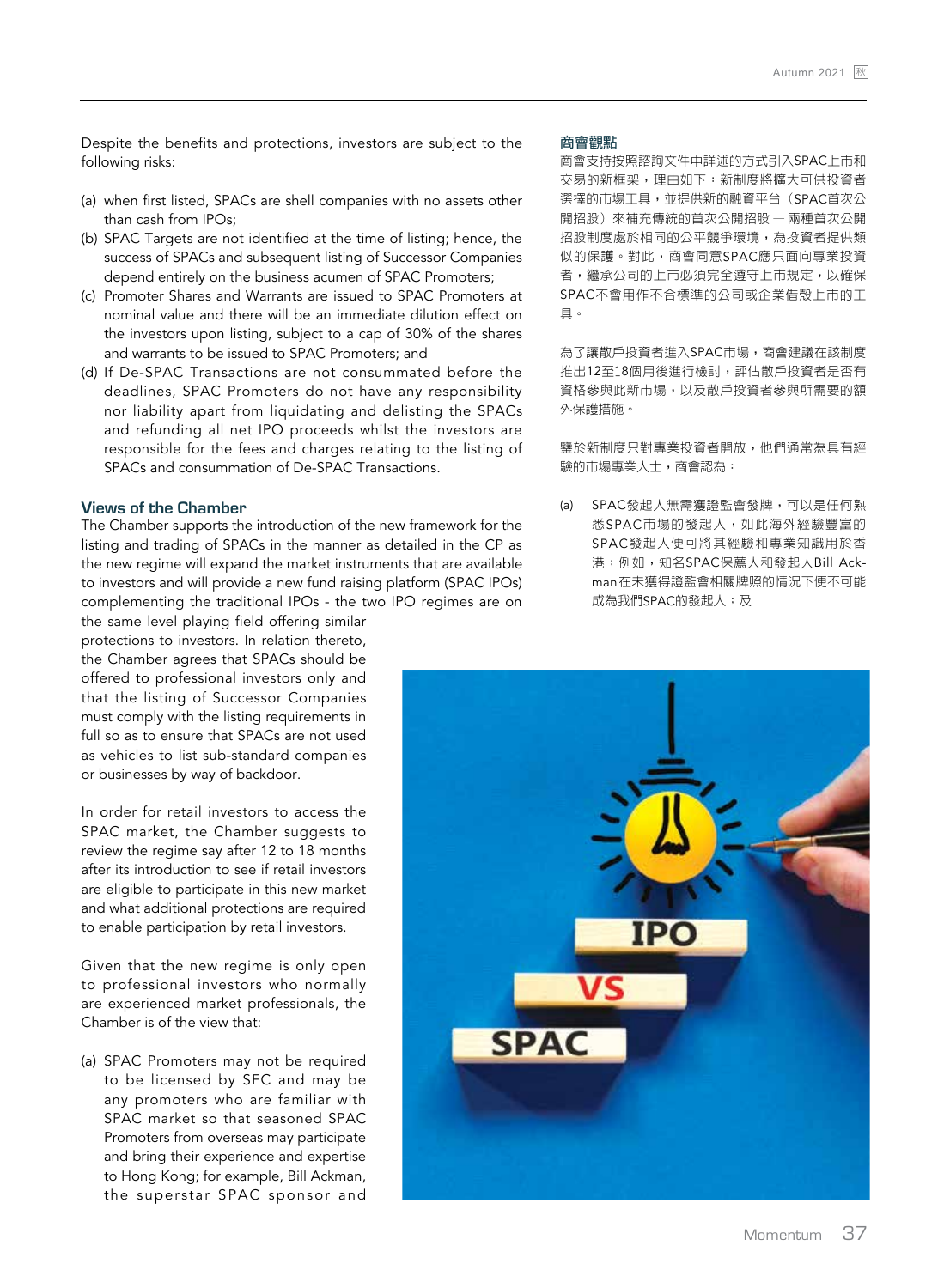Despite the benefits and protections, investors are subject to the following risks:

(a) when first listed, SPACs are shell companies with no assets other than cash from IPOs;
(b) SPAC Targets are not identified at the time of listing; hence, the success of SPACs and subsequent listing of Successor Companies depend entirely on the business acumen of SPAC Promoters;
(c) Promoter Shares and Warrants are issued to SPAC Promoters at nominal value and there will be an immediate dilution effect on the investors upon listing, subject to a cap of 30% of the shares and warrants to be issued to SPAC Promoters; and
(d) If De-SPAC Transactions are not consummated before the deadlines, SPAC Promoters do not have any responsibility nor liability apart from liquidating and delisting the SPACs and refunding all net IPO proceeds whilst the investors are responsible for the fees and charges relating to the listing of SPACs and consummation of De-SPAC Transactions.

## Views of the Chamber

The Chamber supports the introduction of the new framework for the listing and trading of SPACs in the manner as detailed in the CP as the new regime will expand the market instruments that are available to investors and will provide a new fund raising platform (SPAC IPOs) complementing the traditional IPOs - the two IPO regimes are on the same level playing field offering similar protections to investors. In relation thereto, the Chamber agrees that SPACs should be offered to professional investors only and that the listing of Successor Companies must comply with the listing requirements in full so as to ensure that SPACs are not used as vehicles to list sub-standard companies or businesses by way of backdoor.

In order for retail investors to access the SPAC market, the Chamber suggests to review the regime say after 12 to 18 months after its introduction to see if retail investors are eligible to participate in this new market and what additional protections are required to enable participation by retail investors.

Given that the new regime is only open to professional investors who normally are experienced market professionals, the Chamber is of the view that:

(a) SPAC Promoters may not be required to be licensed by SFC and may be any promoters who are familiar with SPAC market so that seasoned SPAC Promoters from overseas may participate and bring their experience and expertise to Hong Kong; for example, Bill Ackman, the superstar SPAC sponsor and

## 商會觀點

商會支持按照諮詢文件中詳述的方式引入SPAC上市和交易的新框架，理由如下：新制度將擴大可供投資者選擇的市場工具，並提供新的融資平台（SPAC首次公開招股）來補充傳統的首次公開招股 — 兩種首次公開招股制度處於相同的公平競爭環境，為投資者提供類似的保護。對此，商會同意SPAC應只面向專業投資者，繼承公司的上市必須完全遵守上市規定，以確保SPAC不會用作不合標準的公司或企業借殼上市的工具。

為了讓散戶投資者進入SPAC市場，商會建議在該制度推出12至18個月後進行檢討，評估散戶投資者是否有資格參與此新市場，以及散戶投資者參與所需要的額外保護措施。

鑒於新制度只對專業投資者開放，他們通常為具有經驗的市場專業人士，商會認為：

(a) SPAC發起人無需獲證監會發牌，可以是任何熟悉SPAC市場的發起人，如此海外經驗豐富的SPAC發起人便可將其經驗和專業知識用於香港；例如，知名SPAC保薦人和發起人Bill Ackman在未獲得證監會相關牌照的情況下便不可能成為我們SPAC的發起人；及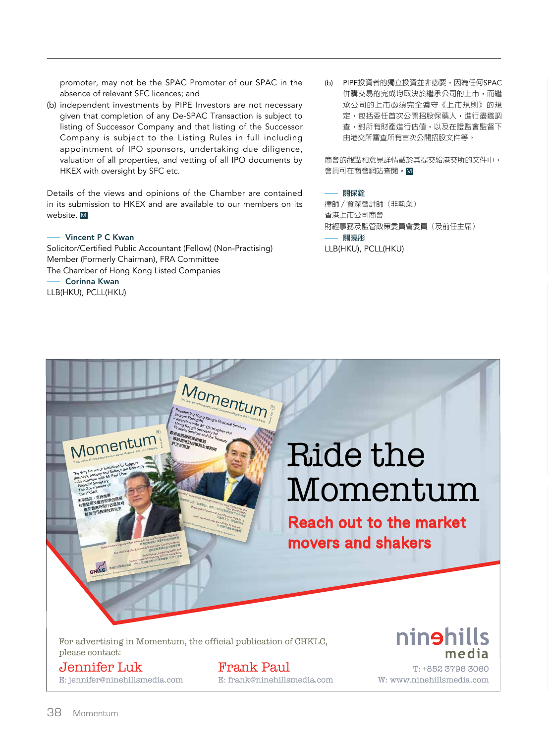promoter, may not be the SPAC Promoter of our SPAC in the absence of relevant SFC licences; and

(b) independent investments by PIPE Investors are not necessary given that completion of any De-SPAC Transaction is subject to listing of Successor Company and that listing of the Successor Company is subject to the Listing Rules in full including appointment of IPO sponsors, undertaking due diligence, valuation of all properties, and vetting of all IPO documents by HKEX with oversight by SFC etc.

Details of the views and opinions of the Chamber are contained in its submission to HKEX and are available to our members on its website. M

**— Vincent P C Kwan**
Solicitor/Certified Public Accountant (Fellow) (Non-Practising)
Member (Formerly Chairman), FRA Committee
The Chamber of Hong Kong Listed Companies

**— Corinna Kwan**
LLB(HKU), PCLL(HKU)

(b) PIPE投資者的獨立投資並非必要，因為任何SPAC併購交易的完成均取決於繼承公司的上市，而繼承公司的上市必須完全遵守《上市規則》的規定，包括委任首次公開招股保薦人，進行盡職調查，對所有財產進行估值，以及在證監會監督下由港交所審查所有首次公開招股文件等。

商會的觀點和意見詳情載於其提交給港交所的文件中，會員可在商會網站查閱。M

**— 關保銓**
律師／資深會計師（非執業）
香港上市公司商會
財經事務及監管政策委員會委員（及前任主席）

**— 關曉彤**
LLB(HKU), PCLL(HKU)

# Ride the Momentum

**Reach out to the market movers and shakers**

For advertising in Momentum, the official publication of CHKLC, please contact:

Jennifer Luk
E: jennifer@ninehillsmedia.com

Frank Paul
E: frank@ninehillsmedia.com

ninehills media
T: +852 3796 3060
W: www.ninehillsmedia.com